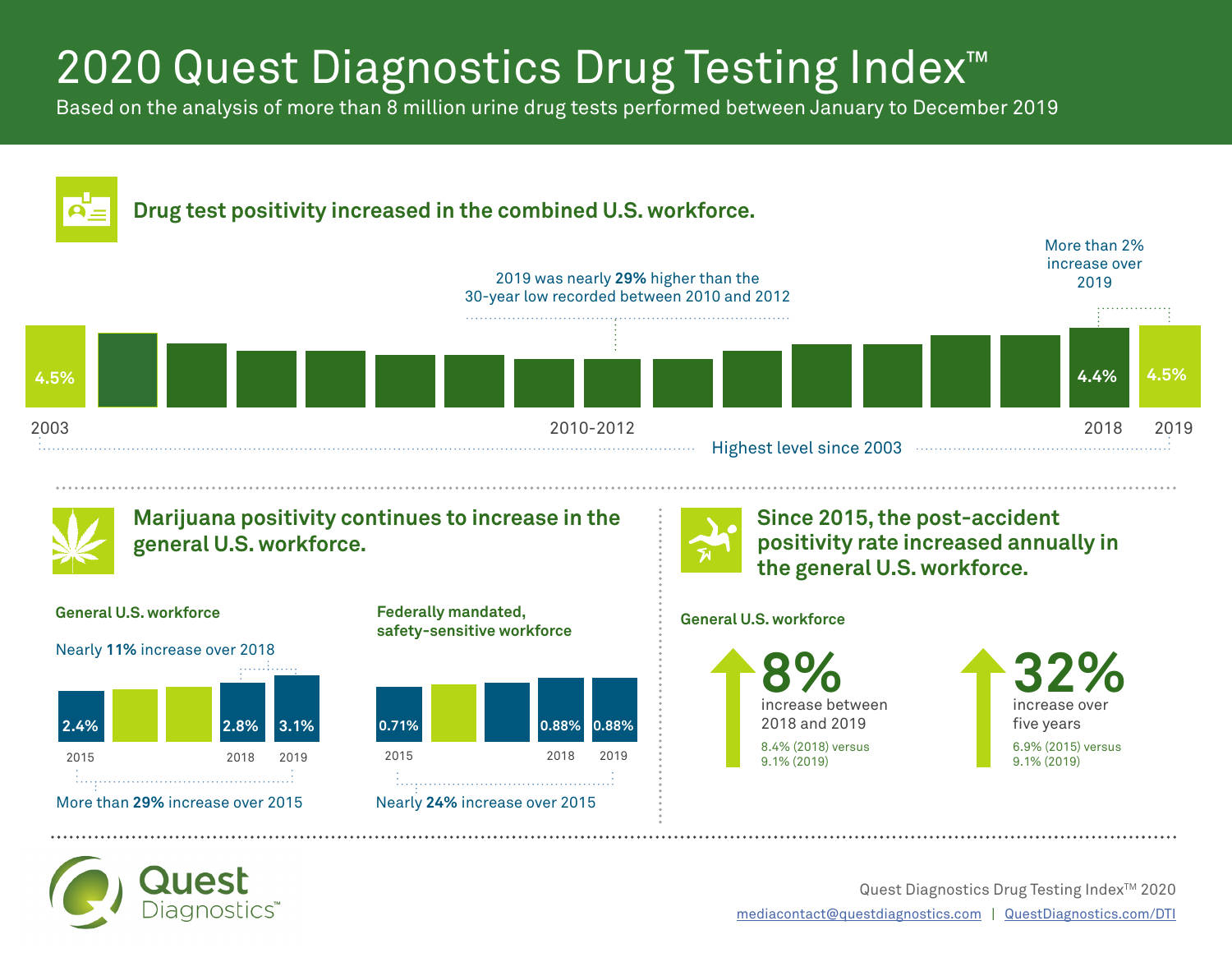# 2020 Quest Diagnostics Drug Testing Index™

Based on the analysis of more than 8 million urine drug tests performed between January to December 2019

## Drug test positivity increased in the combined U.S. workforce.

2019 was nearly **29%** higher than the 30-year low recorded between 2010 and 2012

More than 2% increase over 2019

4.5%

4.4%

4.5%

2003

2010-2012

2018

2019

Highest level since 2003

## Marijuana positivity continues to increase in the general U.S. workforce.

**General U.S. workforce**

Nearly **11%** increase over 2018

2.4%

2.8%

3.1%

2015

2018

2019

More than **29%** increase over 2015

**Federally mandated, safety-sensitive workforce**

0.71%

0.88%

0.88%

2015

2018

2019

Nearly **24%** increase over 2015

## Since 2015, the post-accident positivity rate increased annually in the general U.S. workforce.

**General U.S. workforce**

**8%** increase between 2018 and 2019

8.4% (2018) versus 9.1% (2019)

**32%** increase over five years

6.9% (2015) versus 9.1% (2019)

Quest Diagnostics

Quest Diagnostics Drug Testing Index™ 2020

mediacontact@questdiagnostics.com | QuestDiagnostics.com/DTI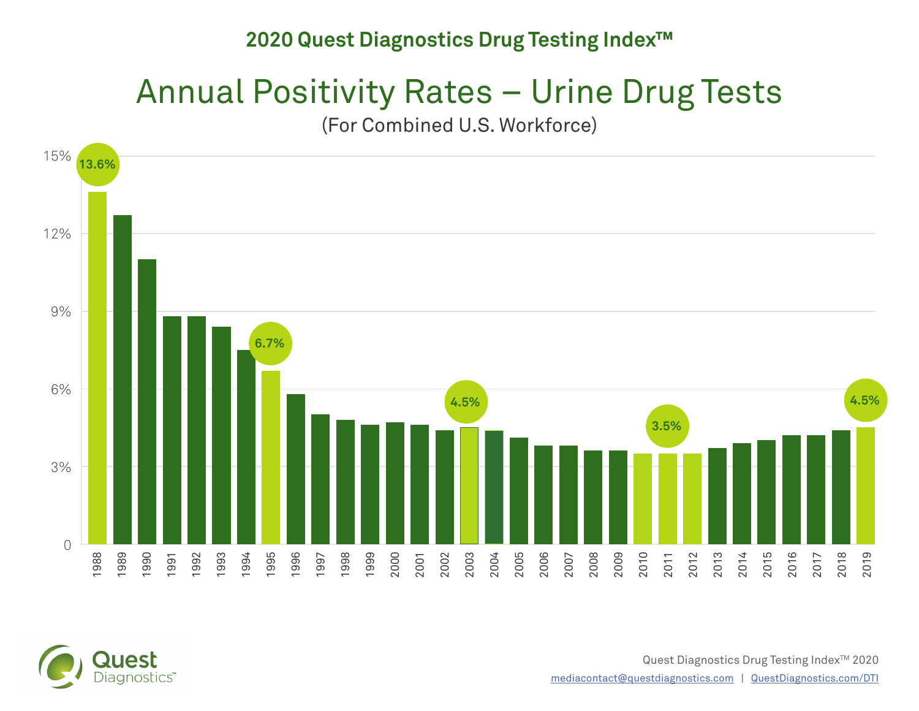## 2020 Quest Diagnostics Drug Testing Index™

# Annual Positivity Rates – Urine Drug Tests

(For Combined U.S. Workforce)

15%
12%
9%
6%
3%
0

13.6%
6.7%
4.5%
3.5%
4.5%

1988 1989 1990 1991 1992 1993 1994 1995 1996 1997 1998 1999 2000 2001 2002 2003 2004 2005 2006 2007 2008 2009 2010 2011 2012 2013 2014 2015 2016 2017 2018 2019

Quest Diagnostics™

Quest Diagnostics Drug Testing Index™ 2020

mediacontact@questdiagnostics.com | QuestDiagnostics.com/DTI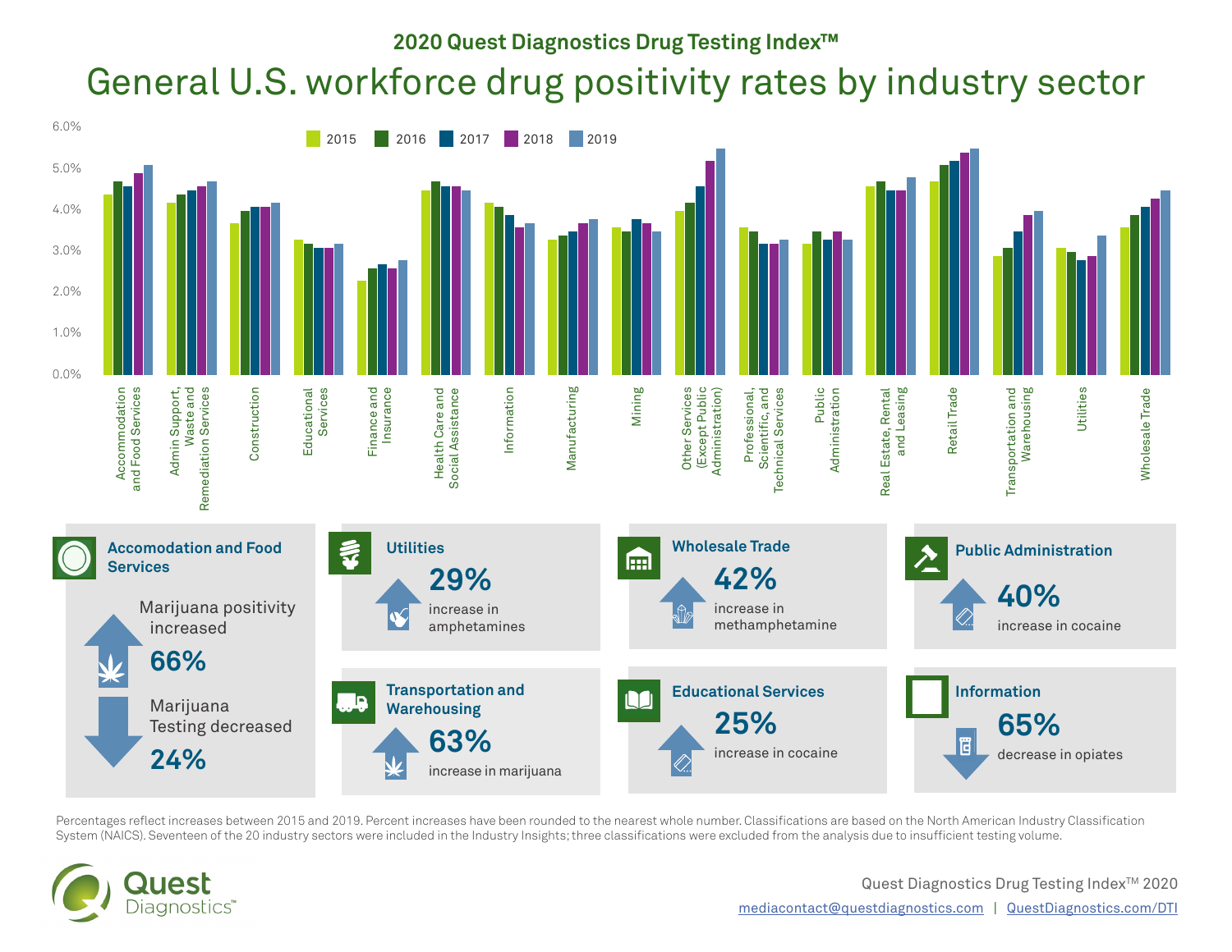## 2020 Quest Diagnostics Drug Testing Index™

# General U.S. workforce drug positivity rates by industry sector

6.0%
5.0%
4.0%
3.0%
2.0%
1.0%
0.0%

2015 2016 2017 2018 2019

Accommodation and Food Services
Admin Support, Waste and Remediation Services
Construction
Educational Services
Finance and Insurance
Health Care and Social Assistance
Information
Manufacturing
Mining
Other Services (Except Public Administration)
Professional, Scientific, and Technical Services
Public Administration
Real Estate, Rental and Leasing
Retail Trade
Transportation and Warehousing
Utilities
Wholesale Trade

### Accomodation and Food Services

Marijuana positivity increased **66%**

Marijuana Testing decreased **24%**

### Utilities

**29%** increase in amphetamines

### Transportation and Warehousing

**63%** increase in marijuana

### Wholesale Trade

**42%** increase in methamphetamine

### Educational Services

**25%** increase in cocaine

### Public Administration

**40%** increase in cocaine

### Information

**65%** decrease in opiates

Percentages reflect increases between 2015 and 2019. Percent increases have been rounded to the nearest whole number. Classifications are based on the North American Industry Classification System (NAICS). Seventeen of the 20 industry sectors were included in the Industry Insights; three classifications were excluded from the analysis due to insufficient testing volume.

Quest Diagnostics™

Quest Diagnostics Drug Testing Index™ 2020
mediacontact@questdiagnostics.com | QuestDiagnostics.com/DTI